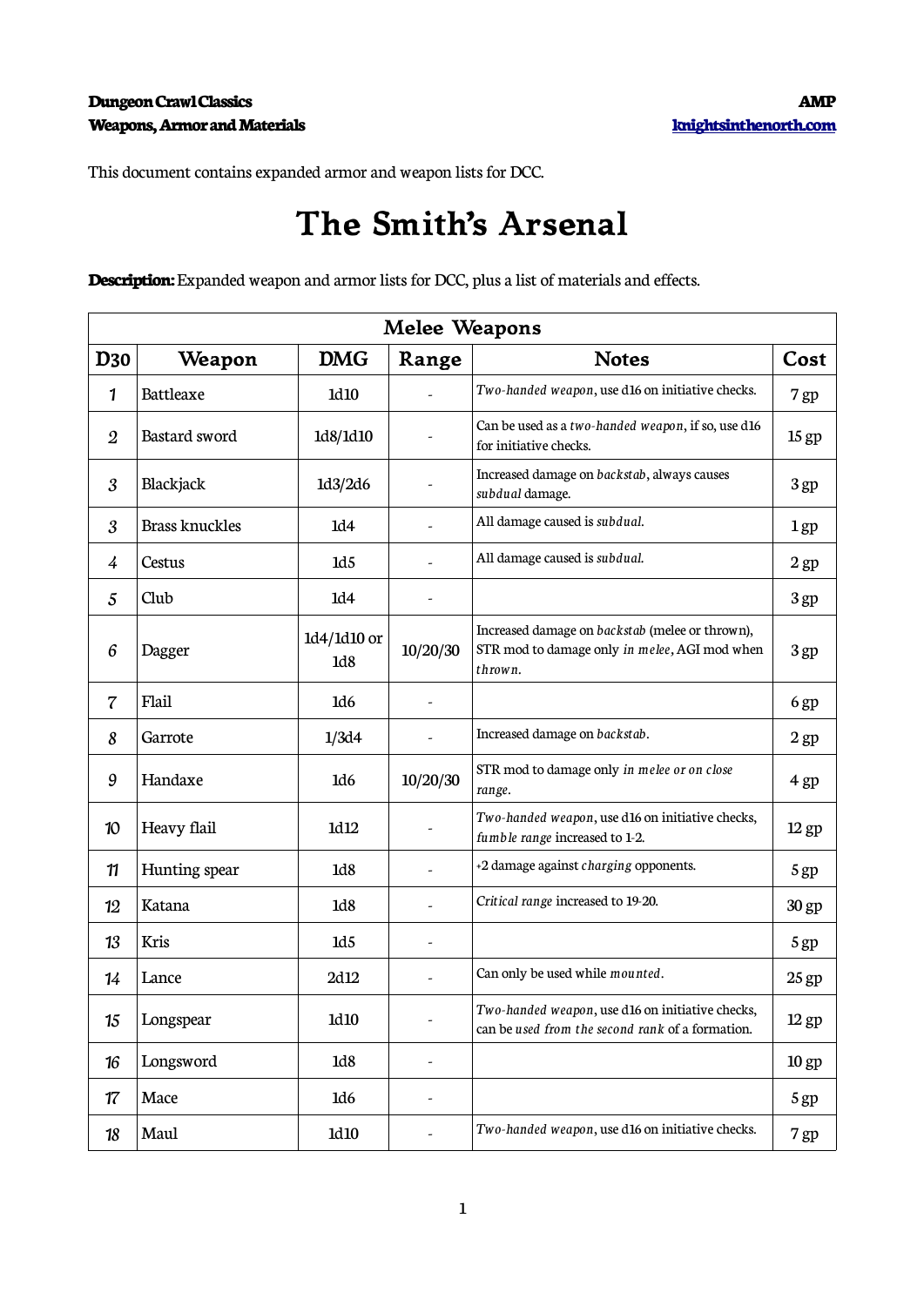**Dungeon Crawl Classics**
**Weapons, Armor and Materials**

**AMP**
**knightsinthenorth.com**

This document contains expanded armor and weapon lists for DCC.

# The Smith's Arsenal

**Description:** Expanded weapon and armor lists for DCC, plus a list of materials and effects.

| Melee Weapons | | | | | |
|---|---|---|---|---|---|
| **D30** | **Weapon** | **DMG** | **Range** | **Notes** | **Cost** |
| 1 | Battleaxe | 1d10 | - | *Two-handed weapon*, use d16 on initiative checks. | 7 gp |
| 2 | Bastard sword | 1d8/1d10 | - | Can be used as a *two-handed weapon*, if so, use d16 for initiative checks. | 15 gp |
| 3 | Blackjack | 1d3/2d6 | - | Increased damage on *backstab*, always causes *subdual* damage. | 3 gp |
| 3 | Brass knuckles | 1d4 | - | All damage caused is *subdual*. | 1 gp |
| 4 | Cestus | 1d5 | - | All damage caused is *subdual*. | 2 gp |
| 5 | Club | 1d4 | - | | 3 gp |
| 6 | Dagger | 1d4/1d10 or 1d8 | 10/20/30 | Increased damage on *backstab* (melee or thrown), STR mod to damage only *in melee*, AGI mod when *thrown*. | 3 gp |
| 7 | Flail | 1d6 | - | | 6 gp |
| 8 | Garrote | 1/3d4 | - | Increased damage on *backstab*. | 2 gp |
| 9 | Handaxe | 1d6 | 10/20/30 | STR mod to damage only *in melee or on close range*. | 4 gp |
| 10 | Heavy flail | 1d12 | - | *Two-handed weapon*, use d16 on initiative checks, *fumble range* increased to 1-2. | 12 gp |
| 11 | Hunting spear | 1d8 | - | +2 damage against *charging* opponents. | 5 gp |
| 12 | Katana | 1d8 | - | *Critical range* increased to 19-20. | 30 gp |
| 13 | Kris | 1d5 | - | | 5 gp |
| 14 | Lance | 2d12 | - | Can only be used while *mounted*. | 25 gp |
| 15 | Longspear | 1d10 | - | *Two-handed weapon*, use d16 on initiative checks, can be *used from the second rank* of a formation. | 12 gp |
| 16 | Longsword | 1d8 | - | | 10 gp |
| 17 | Mace | 1d6 | - | | 5 gp |
| 18 | Maul | 1d10 | - | *Two-handed weapon*, use d16 on initiative checks. | 7 gp |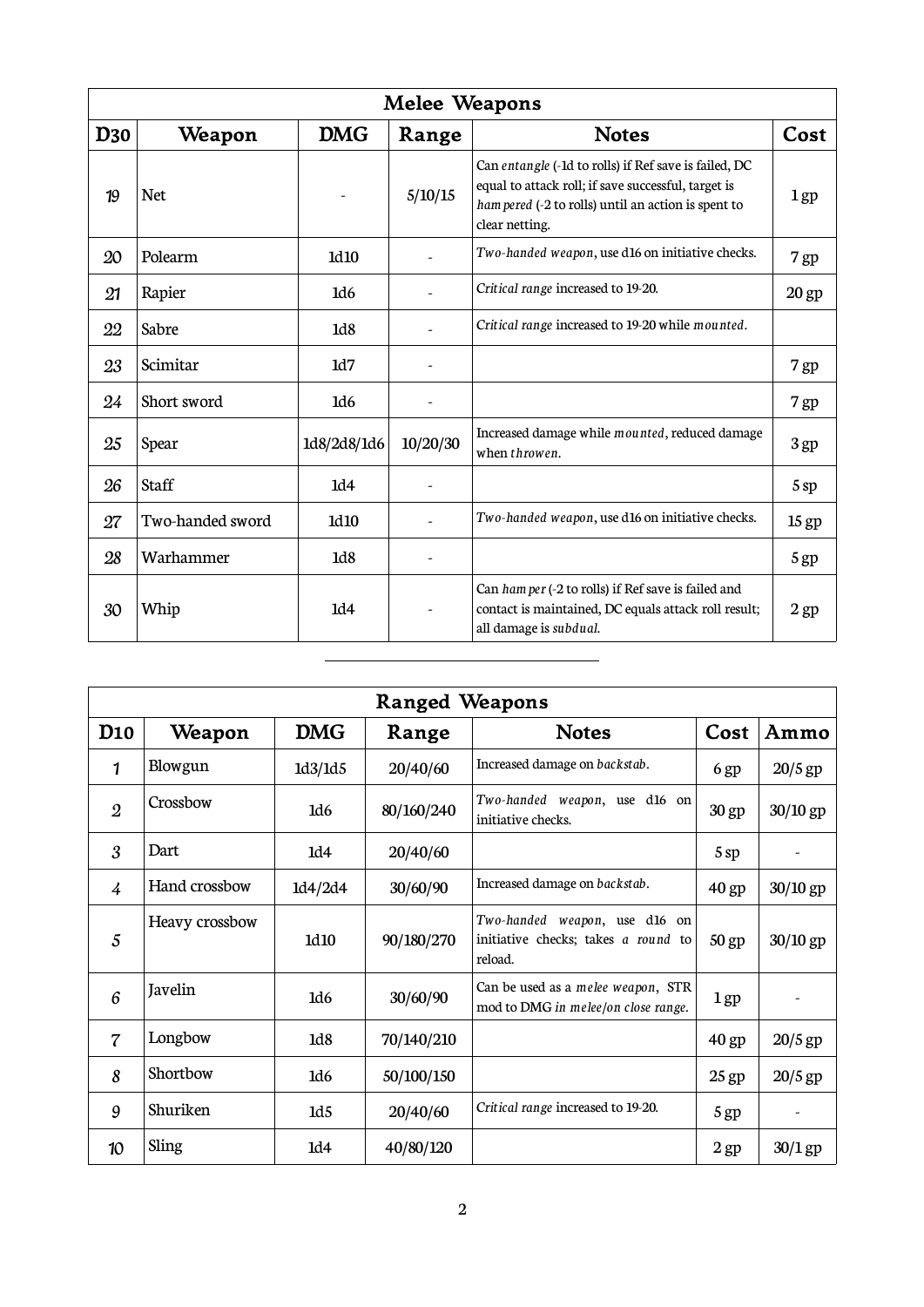| Melee Weapons | | | | | |
|---|---|---|---|---|---|
| **D30** | **Weapon** | **DMG** | **Range** | **Notes** | **Cost** |
| 19 | Net | - | 5/10/15 | Can *entangle* (-1d to rolls) if Ref save is failed, DC equal to attack roll; if save successful, target is *hampered* (-2 to rolls) until an action is spent to clear netting. | 1 gp |
| 20 | Polearm | 1d10 | - | *Two-handed weapon*, use d16 on initiative checks. | 7 gp |
| 21 | Rapier | 1d6 | - | *Critical range* increased to 19-20. | 20 gp |
| 22 | Sabre | 1d8 | - | *Critical range* increased to 19-20 while *mounted*. | |
| 23 | Scimitar | 1d7 | - | | 7 gp |
| 24 | Short sword | 1d6 | - | | 7 gp |
| 25 | Spear | 1d8/2d8/1d6 | 10/20/30 | Increased damage while *mounted*, reduced damage when *throwen*. | 3 gp |
| 26 | Staff | 1d4 | - | | 5 sp |
| 27 | Two-handed sword | 1d10 | - | *Two-handed weapon*, use d16 on initiative checks. | 15 gp |
| 28 | Warhammer | 1d8 | - | | 5 gp |
| 30 | Whip | 1d4 | - | Can *hamper* (-2 to rolls) if Ref save is failed and contact is maintained, DC equals attack roll result; all damage is *subdual*. | 2 gp |

---

| Ranged Weapons | | | | | | |
|---|---|---|---|---|---|---|
| **D10** | **Weapon** | **DMG** | **Range** | **Notes** | **Cost** | **Ammo** |
| 1 | Blowgun | 1d3/1d5 | 20/40/60 | Increased damage on *backstab*. | 6 gp | 20/5 gp |
| 2 | Crossbow | 1d6 | 80/160/240 | *Two-handed weapon*, use d16 on initiative checks. | 30 gp | 30/10 gp |
| 3 | Dart | 1d4 | 20/40/60 | | 5 sp | - |
| 4 | Hand crossbow | 1d4/2d4 | 30/60/90 | Increased damage on *backstab*. | 40 gp | 30/10 gp |
| 5 | Heavy crossbow | 1d10 | 90/180/270 | *Two-handed weapon*, use d16 on initiative checks; takes *a round* to reload. | 50 gp | 30/10 gp |
| 6 | Javelin | 1d6 | 30/60/90 | Can be used as a *melee weapon*, STR mod to DMG *in melee/on close range*. | 1 gp | - |
| 7 | Longbow | 1d8 | 70/140/210 | | 40 gp | 20/5 gp |
| 8 | Shortbow | 1d6 | 50/100/150 | | 25 gp | 20/5 gp |
| 9 | Shuriken | 1d5 | 20/40/60 | *Critical range* increased to 19-20. | 5 gp | - |
| 10 | Sling | 1d4 | 40/80/120 | | 2 gp | 30/1 gp |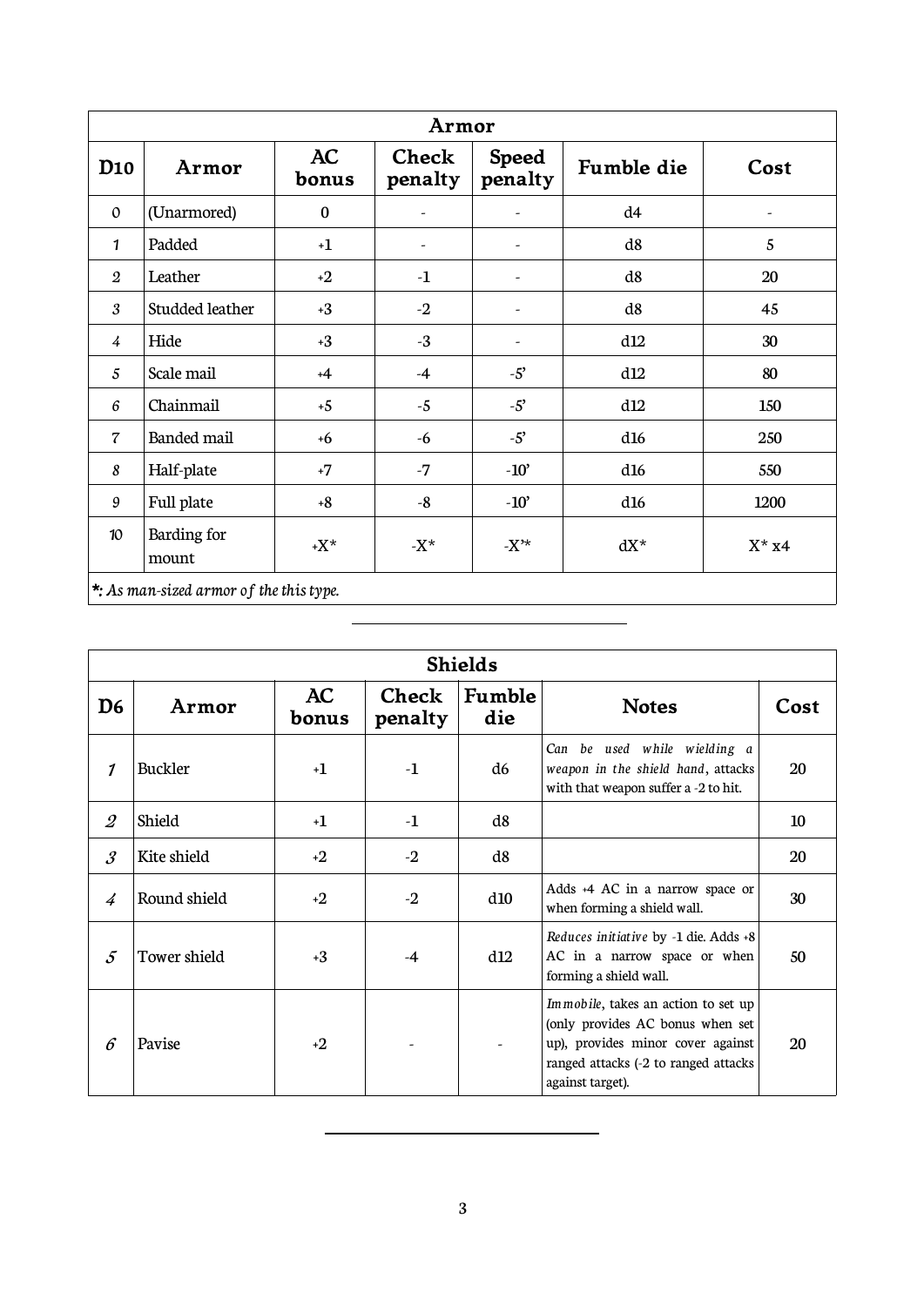| Armor | | | | | | |
|---|---|---|---|---|---|---|
| **D10** | **Armor** | **AC bonus** | **Check penalty** | **Speed penalty** | **Fumble die** | **Cost** |
| 0 | (Unarmored) | 0 | - | - | d4 | - |
| 1 | Padded | +1 | - | - | d8 | 5 |
| 2 | Leather | +2 | -1 | - | d8 | 20 |
| 3 | Studded leather | +3 | -2 | - | d8 | 45 |
| 4 | Hide | +3 | -3 | - | d12 | 30 |
| 5 | Scale mail | +4 | -4 | -5' | d12 | 80 |
| 6 | Chainmail | +5 | -5 | -5' | d12 | 150 |
| 7 | Banded mail | +6 | -6 | -5' | d16 | 250 |
| 8 | Half-plate | +7 | -7 | -10' | d16 | 550 |
| 9 | Full plate | +8 | -8 | -10' | d16 | 1200 |
| 10 | Barding for mount | +X* | -X* | -X'* | dX* | X* x4 |

***:** *As man-sized armor of the this type.*

| Shields | | | | | | |
|---|---|---|---|---|---|---|
| **D6** | **Armor** | **AC bonus** | **Check penalty** | **Fumble die** | **Notes** | **Cost** |
| 1 | Buckler | +1 | -1 | d6 | *Can be used while wielding a weapon in the shield hand*, attacks with that weapon suffer a -2 to hit. | 20 |
| 2 | Shield | +1 | -1 | d8 | | 10 |
| 3 | Kite shield | +2 | -2 | d8 | | 20 |
| 4 | Round shield | +2 | -2 | d10 | Adds +4 AC in a narrow space or when forming a shield wall. | 30 |
| 5 | Tower shield | +3 | -4 | d12 | *Reduces initiative* by -1 die. Adds +8 AC in a narrow space or when forming a shield wall. | 50 |
| 6 | Pavise | +2 | - | - | *Immobile*, takes an action to set up (only provides AC bonus when set up), provides minor cover against ranged attacks (-2 to ranged attacks against target). | 20 |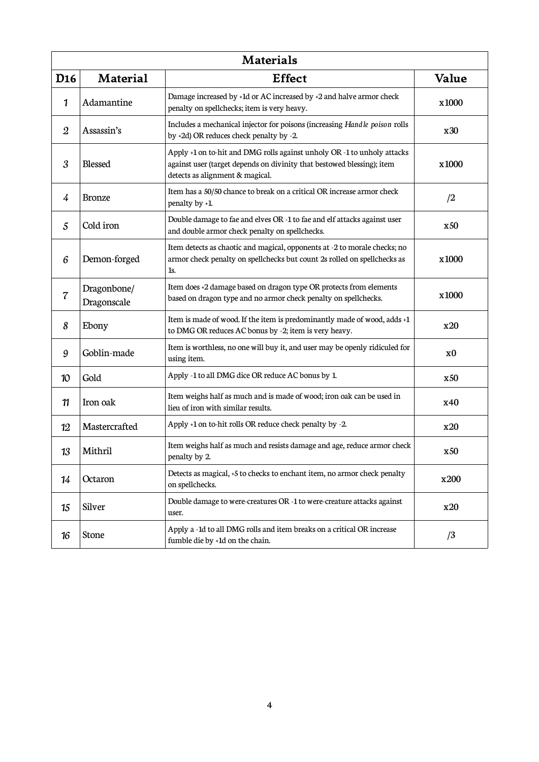| Materials | | | |
|---|---|---|---|
| **D16** | **Material** | **Effect** | **Value** |
| 1 | Adamantine | Damage increased by +1d or AC increased by +2 and halve armor check penalty on spellchecks; item is very heavy. | x1000 |
| 2 | Assassin's | Includes a mechanical injector for poisons (increasing *Handle poison* rolls by +2d) OR reduces check penalty by -2. | x30 |
| 3 | Blessed | Apply +1 on to-hit and DMG rolls against unholy OR -1 to unholy attacks against user (target depends on divinity that bestowed blessing); item detects as alignment & magical. | x1000 |
| 4 | Bronze | Item has a 50/50 chance to break on a critical OR increase armor check penalty by +1. | /2 |
| 5 | Cold iron | Double damage to fae and elves OR -1 to fae and elf attacks against user and double armor check penalty on spellchecks. | x50 |
| 6 | Demon-forged | Item detects as chaotic and magical, opponents at -2 to morale checks; no armor check penalty on spellchecks but count 2s rolled on spellchecks as 1s. | x1000 |
| 7 | Dragonbone/ Dragonscale | Item does +2 damage based on dragon type OR protects from elements based on dragon type and no armor check penalty on spellchecks. | x1000 |
| 8 | Ebony | Item is made of wood. If the item is predominantly made of wood, adds +1 to DMG OR reduces AC bonus by -2; item is very heavy. | x20 |
| 9 | Goblin-made | Item is worthless, no one will buy it, and user may be openly ridiculed for using item. | x0 |
| 10 | Gold | Apply -1 to all DMG dice OR reduce AC bonus by 1. | x50 |
| 11 | Iron oak | Item weighs half as much and is made of wood; iron oak can be used in lieu of iron with similar results. | x40 |
| 12 | Mastercrafted | Apply +1 on to-hit rolls OR reduce check penalty by -2. | x20 |
| 13 | Mithril | Item weighs half as much and resists damage and age, reduce armor check penalty by 2. | x50 |
| 14 | Octaron | Detects as magical, +5 to checks to enchant item, no armor check penalty on spellchecks. | x200 |
| 15 | Silver | Double damage to were-creatures OR -1 to were-creature attacks against user. | x20 |
| 16 | Stone | Apply a -1d to all DMG rolls and item breaks on a critical OR increase fumble die by +1d on the chain. | /3 |